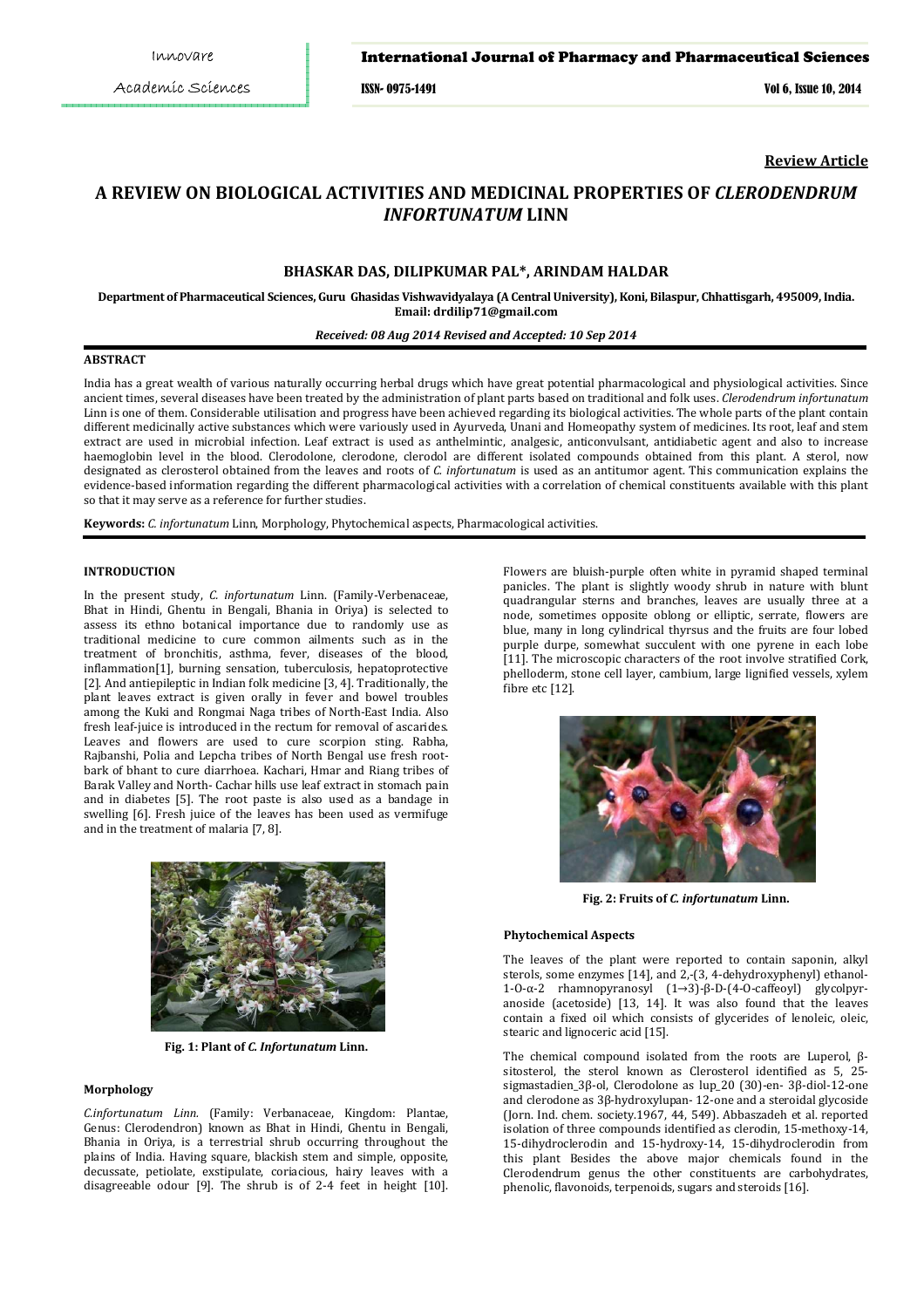**Review Article**

# A REVIEW ON BIOLOGICAL ACTIVITIES AND MEDICINAL PROPERTIES OF *CLERODENDRUM INFORTUNATUM* LINN

## BHASKAR DAS, DILIPKUMAR PAL*, ARINDAM HALDAR

**Department of Pharmaceutical Sciences, Guru Ghasidas Vishwavidyalaya (A Central University), Koni, Bilaspur, Chhattisgarh, 495009, India. Email: drdilip71@gmail.com**

***Received: 08 Aug 2014 Revised and Accepted: 10 Sep 2014***

### ABSTRACT

India has a great wealth of various naturally occurring herbal drugs which have great potential pharmacological and physiological activities. Since ancient times, several diseases have been treated by the administration of plant parts based on traditional and folk uses. *Clerodendrum infortunatum* Linn is one of them. Considerable utilisation and progress have been achieved regarding its biological activities. The whole parts of the plant contain different medicinally active substances which were variously used in Ayurveda, Unani and Homeopathy system of medicines. Its root, leaf and stem extract are used in microbial infection. Leaf extract is used as anthelmintic, analgesic, anticonvulsant, antidiabetic agent and also to increase haemoglobin level in the blood. Clerodolone, clerodone, clerodol are different isolated compounds obtained from this plant. A sterol, now designated as clerosterol obtained from the leaves and roots of *C. infortunatum* is used as an antitumor agent. This communication explains the evidence-based information regarding the different pharmacological activities with a correlation of chemical constituents available with this plant so that it may serve as a reference for further studies.

**Keywords:** *C. infortunatum* Linn, Morphology, Phytochemical aspects, Pharmacological activities.

### INTRODUCTION

In the present study, *C. infortunatum* Linn. (Family-Verbenaceae, Bhat in Hindi, Ghentu in Bengali, Bhania in Oriya) is selected to assess its ethno botanical importance due to randomly use as traditional medicine to cure common ailments such as in the treatment of bronchitis, asthma, fever, diseases of the blood, inflammation[1], burning sensation, tuberculosis, hepatoprotective [2]. And antiepileptic in Indian folk medicine [3, 4]. Traditionally, the plant leaves extract is given orally in fever and bowel troubles among the Kuki and Rongmai Naga tribes of North-East India. Also fresh leaf-juice is introduced in the rectum for removal of ascarides. Leaves and flowers are used to cure scorpion sting. Rabha, Rajbanshi, Polia and Lepcha tribes of North Bengal use fresh root-bark of bhant to cure diarrhoea. Kachari, Hmar and Riang tribes of Barak Valley and North- Cachar hills use leaf extract in stomach pain and in diabetes [5]. The root paste is also used as a bandage in swelling [6]. Fresh juice of the leaves has been used as vermifuge and in the treatment of malaria [7, 8].

**Fig. 1: Plant of *C. Infortunatum* Linn.**

### Morphology

*C.infortunatum Linn.* (Family: Verbanaceae, Kingdom: Plantae, Genus: Clerodendron) known as Bhat in Hindi, Ghentu in Bengali, Bhania in Oriya, is a terrestrial shrub occurring throughout the plains of India. Having square, blackish stem and simple, opposite, decussate, petiolate, exstipulate, coriacious, hairy leaves with a disagreeable odour [9]. The shrub is of 2-4 feet in height [10]. Flowers are bluish-purple often white in pyramid shaped terminal panicles. The plant is slightly woody shrub in nature with blunt quadrangular sterns and branches, leaves are usually three at a node, sometimes opposite oblong or elliptic, serrate, flowers are blue, many in long cylindrical thyrsus and the fruits are four lobed purple durpe, somewhat succulent with one pyrene in each lobe [11]. The microscopic characters of the root involve stratified Cork, phelloderm, stone cell layer, cambium, large lignified vessels, xylem fibre etc [12].

**Fig. 2: Fruits of *C. infortunatum* Linn.**

### Phytochemical Aspects

The leaves of the plant were reported to contain saponin, alkyl sterols, some enzymes [14], and 2,-(3, 4-dehydroxyphenyl) ethanol-1-O-α-2 rhamnopyranosyl (1→3)-β-D-(4-O-caffeoyl) glycolpyranoside (acetoside) [13, 14]. It was also found that the leaves contain a fixed oil which consists of glycerides of lenoleic, oleic, stearic and lignoceric acid [15].

The chemical compound isolated from the roots are Luperol, β-sitosterol, the sterol known as Clerosterol identified as 5, 25-sigmastadien_3β-ol, Clerodolone as lup_20 (30)-en- 3β-diol-12-one and clerodone as 3β-hydroxylupan- 12-one and a steroidal glycoside (Jorn. Ind. chem. society.1967, 44, 549). Abbaszadeh et al. reported isolation of three compounds identified as clerodin, 15-methoxy-14, 15-dihydroclerodin and 15-hydroxy-14, 15-dihydroclerodin from this plant Besides the above major chemicals found in the Clerodendrum genus the other constituents are carbohydrates, phenolic, flavonoids, terpenoids, sugars and steroids [16].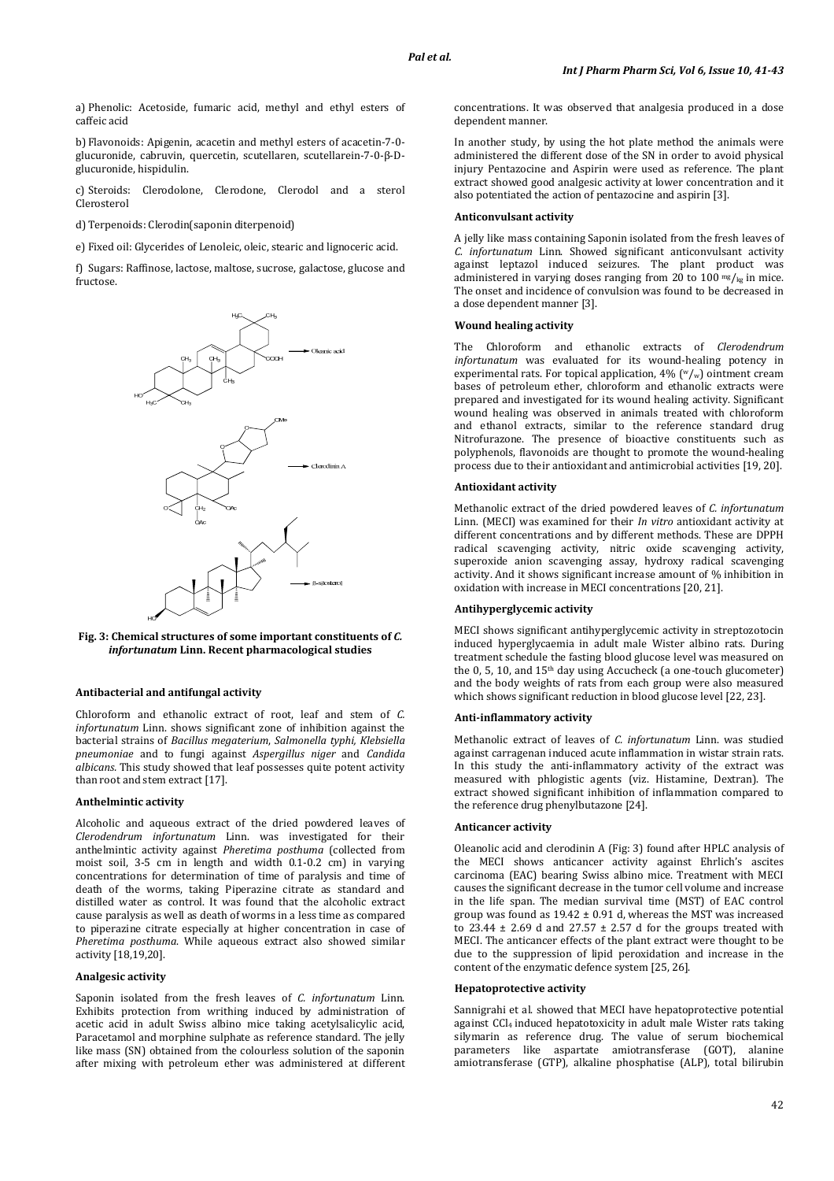a) Phenolic: Acetoside, fumaric acid, methyl and ethyl esters of caffeic acid

b) Flavonoids: Apigenin, acacetin and methyl esters of acacetin-7-0-glucuronide, cabruvin, quercetin, scutellaren, scutellarein-7-0-β-D-glucuronide, hispidulin.

c) Steroids: Clerodolone, Clerodone, Clerodol and a sterol Clerosterol

d) Terpenoids: Clerodin(saponin diterpenoid)

e) Fixed oil: Glycerides of Lenoleic, oleic, stearic and lignoceric acid.

f) Sugars: Raffinose, lactose, maltose, sucrose, galactose, glucose and fructose.

**Fig. 3: Chemical structures of some important constituents of *C. infortunatum* Linn. Recent pharmacological studies**

#### Antibacterial and antifungal activity

Chloroform and ethanolic extract of root, leaf and stem of *C. infortunatum* Linn. shows significant zone of inhibition against the bacterial strains of *Bacillus megaterium*, *Salmonella typhi, Klebsiella pneumoniae* and to fungi against *Aspergillus niger* and *Candida albicans*. This study showed that leaf possesses quite potent activity than root and stem extract [17].

#### Anthelmintic activity

Alcoholic and aqueous extract of the dried powdered leaves of *Clerodendrum infortunatum* Linn. was investigated for their anthelmintic activity against *Pheretima posthuma* (collected from moist soil, 3-5 cm in length and width 0.1-0.2 cm) in varying concentrations for determination of time of paralysis and time of death of the worms, taking Piperazine citrate as standard and distilled water as control. It was found that the alcoholic extract cause paralysis as well as death of worms in a less time as compared to piperazine citrate especially at higher concentration in case of *Pheretima posthuma*. While aqueous extract also showed similar activity [18,19,20].

#### Analgesic activity

Saponin isolated from the fresh leaves of *C. infortunatum* Linn. Exhibits protection from writhing induced by administration of acetic acid in adult Swiss albino mice taking acetylsalicylic acid, Paracetamol and morphine sulphate as reference standard. The jelly like mass (SN) obtained from the colourless solution of the saponin after mixing with petroleum ether was administered at different concentrations. It was observed that analgesia produced in a dose dependent manner.

In another study, by using the hot plate method the animals were administered the different dose of the SN in order to avoid physical injury Pentazocine and Aspirin were used as reference. The plant extract showed good analgesic activity at lower concentration and it also potentiated the action of pentazocine and aspirin [3].

#### Anticonvulsant activity

A jelly like mass containing Saponin isolated from the fresh leaves of *C. infortunatum* Linn. Showed significant anticonvulsant activity against leptazol induced seizures. The plant product was administered in varying doses ranging from 20 to 100 $^{mg}/_{kg}$ in mice. The onset and incidence of convulsion was found to be decreased in a dose dependent manner [3].

#### Wound healing activity

The Chloroform and ethanolic extracts of *Clerodendrum infortunatum* was evaluated for its wound-healing potency in experimental rats. For topical application, 4% ($^{w}/_{w}$) ointment cream bases of petroleum ether, chloroform and ethanolic extracts were prepared and investigated for its wound healing activity. Significant wound healing was observed in animals treated with chloroform and ethanol extracts, similar to the reference standard drug Nitrofurazone. The presence of bioactive constituents such as polyphenols, flavonoids are thought to promote the wound-healing process due to their antioxidant and antimicrobial activities [19, 20].

#### Antioxidant activity

Methanolic extract of the dried powdered leaves of *C. infortunatum* Linn. (MECI) was examined for their *In vitro* antioxidant activity at different concentrations and by different methods. These are DPPH radical scavenging activity, nitric oxide scavenging activity, superoxide anion scavenging assay, hydroxy radical scavenging activity. And it shows significant increase amount of % inhibition in oxidation with increase in MECI concentrations [20, 21].

#### Antihyperglycemic activity

MECI shows significant antihyperglycemic activity in streptozotocin induced hyperglycaemia in adult male Wister albino rats. During treatment schedule the fasting blood glucose level was measured on the 0, 5, 10, and 15$^{th}$ day using Accucheck (a one-touch glucometer) and the body weights of rats from each group were also measured which shows significant reduction in blood glucose level [22, 23].

#### Anti-inflammatory activity

Methanolic extract of leaves of *C. infortunatum* Linn. was studied against carragenan induced acute inflammation in wistar strain rats. In this study the anti-inflammatory activity of the extract was measured with phlogistic agents (viz. Histamine, Dextran). The extract showed significant inhibition of inflammation compared to the reference drug phenylbutazone [24].

#### Anticancer activity

Oleanolic acid and clerodinin A (Fig: 3) found after HPLC analysis of the MECI shows anticancer activity against Ehrlich's ascites carcinoma (EAC) bearing Swiss albino mice. Treatment with MECI causes the significant decrease in the tumor cell volume and increase in the life span. The median survival time (MST) of EAC control group was found as 19.42 ± 0.91 d, whereas the MST was increased to 23.44 ± 2.69 d and 27.57 ± 2.57 d for the groups treated with MECI. The anticancer effects of the plant extract were thought to be due to the suppression of lipid peroxidation and increase in the content of the enzymatic defence system [25, 26].

#### Hepatoprotective activity

Sannigrahi et al. showed that MECI have hepatoprotective potential against $CCl_4$ induced hepatotoxicity in adult male Wister rats taking silymarin as reference drug. The value of serum biochemical parameters like aspartate amiotransferase (GOT), alanine amiotransferase (GTP), alkaline phosphatise (ALP), total bilirubin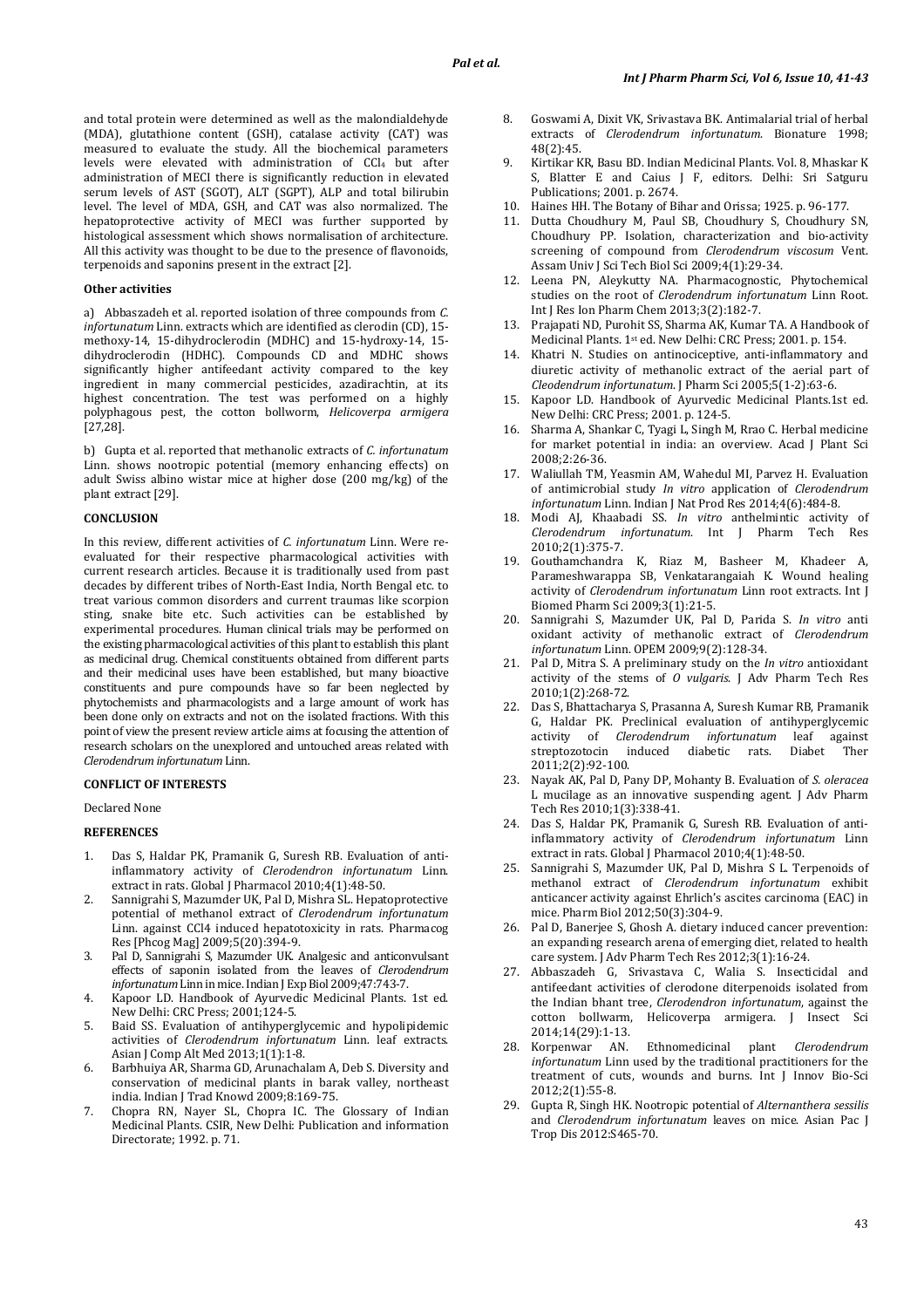and total protein were determined as well as the malondialdehyde (MDA), glutathione content (GSH), catalase activity (CAT) was measured to evaluate the study. All the biochemical parameters levels were elevated with administration of $CCl_4$ but after administration of MECI there is significantly reduction in elevated serum levels of AST (SGOT), ALT (SGPT), ALP and total bilirubin level. The level of MDA, GSH, and CAT was also normalized. The hepatoprotective activity of MECI was further supported by histological assessment which shows normalisation of architecture. All this activity was thought to be due to the presence of flavonoids, terpenoids and saponins present in the extract [2].

**Other activities**

a) Abbaszadeh et al. reported isolation of three compounds from *C. infortunatum* Linn. extracts which are identified as clerodin (CD), 15-methoxy-14, 15-dihydroclerodin (MDHC) and 15-hydroxy-14, 15-dihydroclerodin (HDHC). Compounds CD and MDHC shows significantly higher antifeedant activity compared to the key ingredient in many commercial pesticides, azadirachtin, at its highest concentration. The test was performed on a highly polyphagous pest, the cotton bollworm, *Helicoverpa armigera* [27,28].

b) Gupta et al. reported that methanolic extracts of *C. infortunatum* Linn. shows nootropic potential (memory enhancing effects) on adult Swiss albino wistar mice at higher dose (200 mg/kg) of the plant extract [29].

## CONCLUSION

In this review, different activities of *C. infortunatum* Linn. Were re-evaluated for their respective pharmacological activities with current research articles. Because it is traditionally used from past decades by different tribes of North-East India, North Bengal etc. to treat various common disorders and current traumas like scorpion sting, snake bite etc. Such activities can be established by experimental procedures. Human clinical trials may be performed on the existing pharmacological activities of this plant to establish this plant as medicinal drug. Chemical constituents obtained from different parts and their medicinal uses have been established, but many bioactive constituents and pure compounds have so far been neglected by phytochemists and pharmacologists and a large amount of work has been done only on extracts and not on the isolated fractions. With this point of view the present review article aims at focusing the attention of research scholars on the unexplored and untouched areas related with *Clerodendrum infortunatum* Linn.

## CONFLICT OF INTERESTS

Declared None

## REFERENCES

1. Das S, Haldar PK, Pramanik G, Suresh RB. Evaluation of anti-inflammatory activity of *Clerodendron infortunatum* Linn. extract in rats. Global J Pharmacol 2010;4(1):48-50.
2. Sannigrahi S, Mazumder UK, Pal D, Mishra SL. Hepatoprotective potential of methanol extract of *Clerodendrum infortunatum* Linn. against CCl4 induced hepatotoxicity in rats. Pharmacog Res [Phcog Mag] 2009;5(20):394-9.
3. Pal D, Sannigrahi S, Mazumder UK. Analgesic and anticonvulsant effects of saponin isolated from the leaves of *Clerodendrum infortunatum* Linn in mice. Indian J Exp Biol 2009;47:743-7.
4. Kapoor LD. Handbook of Ayurvedic Medicinal Plants. 1st ed. New Delhi: CRC Press; 2001;124-5.
5. Baid SS. Evaluation of antihyperglycemic and hypolipidemic activities of *Clerodendrum infortunatum* Linn. leaf extracts. Asian J Comp Alt Med 2013;1(1):1-8.
6. Barbhuiya AR, Sharma GD, Arunachalam A, Deb S. Diversity and conservation of medicinal plants in barak valley, northeast india. Indian J Trad Knowd 2009;8:169-75.
7. Chopra RN, Nayer SL, Chopra IC. The Glossary of Indian Medicinal Plants. CSIR, New Delhi: Publication and information Directorate; 1992. p. 71.
8. Goswami A, Dixit VK, Srivastava BK. Antimalarial trial of herbal extracts of *Clerodendrum infortunatum*. Bionature 1998; 48(2):45.
9. Kirtikar KR, Basu BD. Indian Medicinal Plants. Vol. 8, Mhaskar K S, Blatter E and Caius J F, editors. Delhi: Sri Satguru Publications; 2001. p. 2674.
10. Haines HH. The Botany of Bihar and Orissa; 1925. p. 96-177.
11. Dutta Choudhury M, Paul SB, Choudhury S, Choudhury SN, Choudhury PP. Isolation, characterization and bio-activity screening of compound from *Clerodendrum viscosum* Vent. Assam Univ J Sci Tech Biol Sci 2009;4(1):29-34.
12. Leena PN, Aleykutty NA. Pharmacognostic, Phytochemical studies on the root of *Clerodendrum infortunatum* Linn Root. Int J Res Ion Pharm Chem 2013;3(2):182-7.
13. Prajapati ND, Purohit SS, Sharma AK, Kumar TA. A Handbook of Medicinal Plants. 1st ed. New Delhi: CRC Press; 2001. p. 154.
14. Khatri N. Studies on antinociceptive, anti-inflammatory and diuretic activity of methanolic extract of the aerial part of *Cleodendrum infortunatum*. J Pharm Sci 2005;5(1-2):63-6.
15. Kapoor LD. Handbook of Ayurvedic Medicinal Plants.1st ed. New Delhi: CRC Press; 2001. p. 124-5.
16. Sharma A, Shankar C, Tyagi L, Singh M, Rrao C. Herbal medicine for market potential in india: an overview. Acad J Plant Sci 2008;2:26-36.
17. Waliullah TM, Yeasmin AM, Wahedul MI, Parvez H. Evaluation of antimicrobial study *In vitro* application of *Clerodendrum infortunatum* Linn. Indian J Nat Prod Res 2014;4(6):484-8.
18. Modi AJ, Khaabadi SS. *In vitro* anthelmintic activity of *Clerodendrum infortunatum*. Int J Pharm Tech Res 2010;2(1):375-7.
19. Gouthamchandra K, Riaz M, Basheer M, Khadeer A, Parameshwarappa SB, Venkatarangaiah K. Wound healing activity of *Clerodendrum infortunatum* Linn root extracts. Int J Biomed Pharm Sci 2009;3(1):21-5.
20. Sannigrahi S, Mazumder UK, Pal D, Parida S. *In vitro* anti oxidant activity of methanolic extract of *Clerodendrum infortunatum* Linn. OPEM 2009;9(2):128-34.
21. Pal D, Mitra S. A preliminary study on the *In vitro* antioxidant activity of the stems of *O vulgaris*. J Adv Pharm Tech Res 2010;1(2):268-72.
22. Das S, Bhattacharya S, Prasanna A, Suresh Kumar RB, Pramanik G, Haldar PK. Preclinical evaluation of antihyperglycemic activity of *Clerodendrum infortunatum* leaf against streptozotocin induced diabetic rats. Diabet Ther 2011;2(2):92-100.
23. Nayak AK, Pal D, Pany DP, Mohanty B. Evaluation of *S. oleracea* L mucilage as an innovative suspending agent. J Adv Pharm Tech Res 2010;1(3):338-41.
24. Das S, Haldar PK, Pramanik G, Suresh RB. Evaluation of anti-inflammatory activity of *Clerodendrum infortunatum* Linn extract in rats. Global J Pharmacol 2010;4(1):48-50.
25. Sannigrahi S, Mazumder UK, Pal D, Mishra S L. Terpenoids of methanol extract of *Clerodendrum infortunatum* exhibit anticancer activity against Ehrlich's ascites carcinoma (EAC) in mice. Pharm Biol 2012;50(3):304-9.
26. Pal D, Banerjee S, Ghosh A. dietary induced cancer prevention: an expanding research arena of emerging diet, related to health care system. J Adv Pharm Tech Res 2012;3(1):16-24.
27. Abbaszadeh G, Srivastava C, Walia S. Insecticidal and antifeedant activities of clerodane diterpenoids isolated from the Indian bhant tree, *Clerodendron infortunatum*, against the cotton bollwarm, Helicoverpa armigera. J Insect Sci 2014;14(29):1-13.
28. Korpenwar AN. Ethnomedicinal plant *Clerodendrum infortunatum* Linn used by the traditional practitioners for the treatment of cuts, wounds and burns. Int J Innov Bio-Sci 2012;2(1):55-8.
29. Gupta R, Singh HK. Nootropic potential of *Alternanthera sessilis* and *Clerodendrum infortunatum* leaves on mice. Asian Pac J Trop Dis 2012:S465-70.